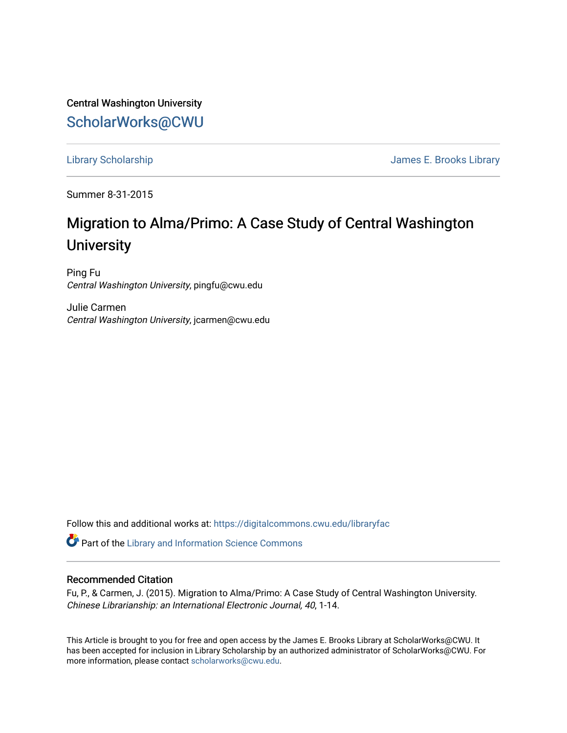Central Washington University

ScholarWorks@CWU

Library Scholarship

James E. Brooks Library

Summer 8-31-2015

# Migration to Alma/Primo: A Case Study of Central Washington University

Ping Fu
*Central Washington University*, pingfu@cwu.edu

Julie Carmen
*Central Washington University*, jcarmen@cwu.edu

Follow this and additional works at: https://digitalcommons.cwu.edu/libraryfac

Part of the Library and Information Science Commons

## Recommended Citation

Fu, P., & Carmen, J. (2015). Migration to Alma/Primo: A Case Study of Central Washington University. *Chinese Librarianship: an International Electronic Journal, 40*, 1-14.

This Article is brought to you for free and open access by the James E. Brooks Library at ScholarWorks@CWU. It has been accepted for inclusion in Library Scholarship by an authorized administrator of ScholarWorks@CWU. For more information, please contact scholarworks@cwu.edu.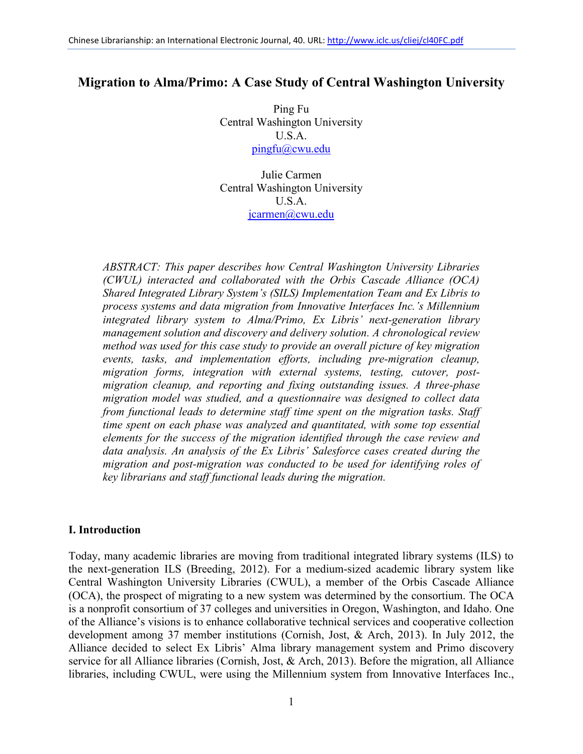# Migration to Alma/Primo: A Case Study of Central Washington University

Ping Fu
Central Washington University
U.S.A.
pingfu@cwu.edu

Julie Carmen
Central Washington University
U.S.A.
jcarmen@cwu.edu

*ABSTRACT: This paper describes how Central Washington University Libraries (CWUL) interacted and collaborated with the Orbis Cascade Alliance (OCA) Shared Integrated Library System's (SILS) Implementation Team and Ex Libris to process systems and data migration from Innovative Interfaces Inc.'s Millennium integrated library system to Alma/Primo, Ex Libris' next-generation library management solution and discovery and delivery solution. A chronological review method was used for this case study to provide an overall picture of key migration events, tasks, and implementation efforts, including pre-migration cleanup, migration forms, integration with external systems, testing, cutover, post-migration cleanup, and reporting and fixing outstanding issues. A three-phase migration model was studied, and a questionnaire was designed to collect data from functional leads to determine staff time spent on the migration tasks. Staff time spent on each phase was analyzed and quantitated, with some top essential elements for the success of the migration identified through the case review and data analysis. An analysis of the Ex Libris' Salesforce cases created during the migration and post-migration was conducted to be used for identifying roles of key librarians and staff functional leads during the migration.*

## I. Introduction

Today, many academic libraries are moving from traditional integrated library systems (ILS) to the next-generation ILS (Breeding, 2012). For a medium-sized academic library system like Central Washington University Libraries (CWUL), a member of the Orbis Cascade Alliance (OCA), the prospect of migrating to a new system was determined by the consortium. The OCA is a nonprofit consortium of 37 colleges and universities in Oregon, Washington, and Idaho. One of the Alliance's visions is to enhance collaborative technical services and cooperative collection development among 37 member institutions (Cornish, Jost, & Arch, 2013). In July 2012, the Alliance decided to select Ex Libris' Alma library management system and Primo discovery service for all Alliance libraries (Cornish, Jost, & Arch, 2013). Before the migration, all Alliance libraries, including CWUL, were using the Millennium system from Innovative Interfaces Inc.,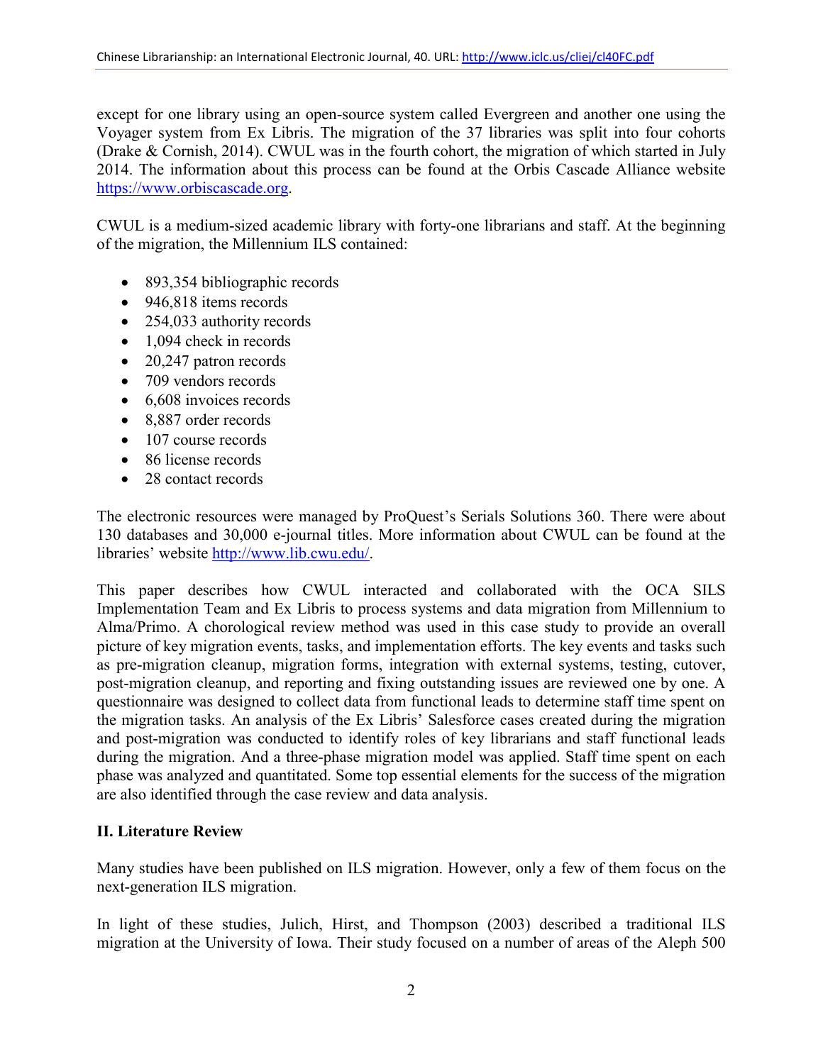except for one library using an open-source system called Evergreen and another one using the Voyager system from Ex Libris. The migration of the 37 libraries was split into four cohorts (Drake & Cornish, 2014). CWUL was in the fourth cohort, the migration of which started in July 2014. The information about this process can be found at the Orbis Cascade Alliance website https://www.orbiscascade.org.

CWUL is a medium-sized academic library with forty-one librarians and staff. At the beginning of the migration, the Millennium ILS contained:

- 893,354 bibliographic records
- 946,818 items records
- 254,033 authority records
- 1,094 check in records
- 20,247 patron records
- 709 vendors records
- 6,608 invoices records
- 8,887 order records
- 107 course records
- 86 license records
- 28 contact records

The electronic resources were managed by ProQuest's Serials Solutions 360. There were about 130 databases and 30,000 e-journal titles. More information about CWUL can be found at the libraries' website http://www.lib.cwu.edu/.

This paper describes how CWUL interacted and collaborated with the OCA SILS Implementation Team and Ex Libris to process systems and data migration from Millennium to Alma/Primo. A chorological review method was used in this case study to provide an overall picture of key migration events, tasks, and implementation efforts. The key events and tasks such as pre-migration cleanup, migration forms, integration with external systems, testing, cutover, post-migration cleanup, and reporting and fixing outstanding issues are reviewed one by one. A questionnaire was designed to collect data from functional leads to determine staff time spent on the migration tasks. An analysis of the Ex Libris' Salesforce cases created during the migration and post-migration was conducted to identify roles of key librarians and staff functional leads during the migration. And a three-phase migration model was applied. Staff time spent on each phase was analyzed and quantitated. Some top essential elements for the success of the migration are also identified through the case review and data analysis.

## II. Literature Review

Many studies have been published on ILS migration. However, only a few of them focus on the next-generation ILS migration.

In light of these studies, Julich, Hirst, and Thompson (2003) described a traditional ILS migration at the University of Iowa. Their study focused on a number of areas of the Aleph 500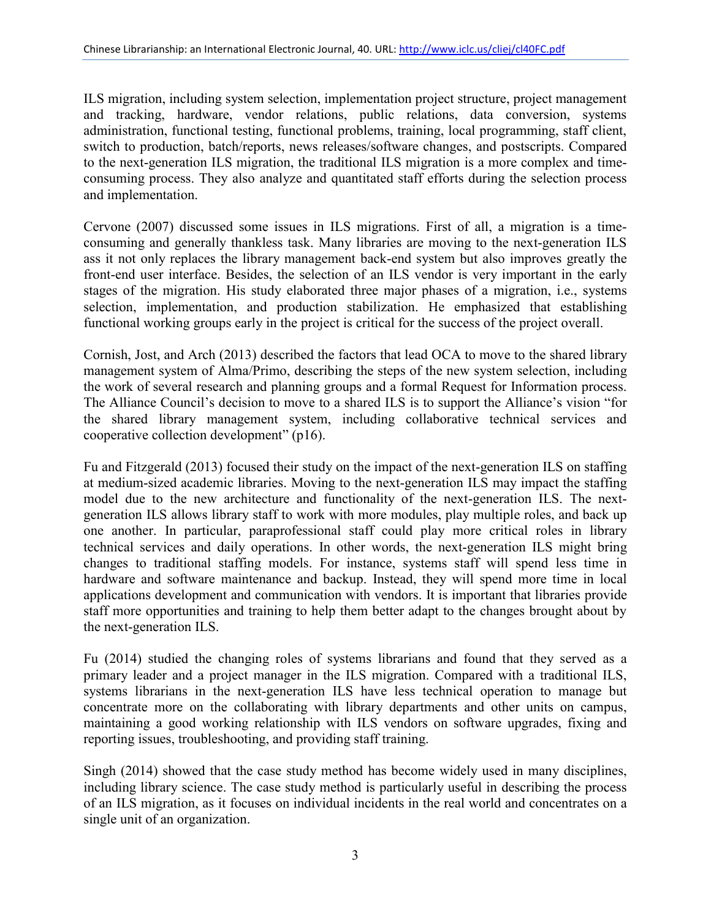ILS migration, including system selection, implementation project structure, project management and tracking, hardware, vendor relations, public relations, data conversion, systems administration, functional testing, functional problems, training, local programming, staff client, switch to production, batch/reports, news releases/software changes, and postscripts. Compared to the next-generation ILS migration, the traditional ILS migration is a more complex and time-consuming process. They also analyze and quantitated staff efforts during the selection process and implementation.

Cervone (2007) discussed some issues in ILS migrations. First of all, a migration is a time-consuming and generally thankless task. Many libraries are moving to the next-generation ILS ass it not only replaces the library management back-end system but also improves greatly the front-end user interface. Besides, the selection of an ILS vendor is very important in the early stages of the migration. His study elaborated three major phases of a migration, i.e., systems selection, implementation, and production stabilization. He emphasized that establishing functional working groups early in the project is critical for the success of the project overall.

Cornish, Jost, and Arch (2013) described the factors that lead OCA to move to the shared library management system of Alma/Primo, describing the steps of the new system selection, including the work of several research and planning groups and a formal Request for Information process. The Alliance Council's decision to move to a shared ILS is to support the Alliance's vision "for the shared library management system, including collaborative technical services and cooperative collection development" (p16).

Fu and Fitzgerald (2013) focused their study on the impact of the next-generation ILS on staffing at medium-sized academic libraries. Moving to the next-generation ILS may impact the staffing model due to the new architecture and functionality of the next-generation ILS. The next-generation ILS allows library staff to work with more modules, play multiple roles, and back up one another. In particular, paraprofessional staff could play more critical roles in library technical services and daily operations. In other words, the next-generation ILS might bring changes to traditional staffing models. For instance, systems staff will spend less time in hardware and software maintenance and backup. Instead, they will spend more time in local applications development and communication with vendors. It is important that libraries provide staff more opportunities and training to help them better adapt to the changes brought about by the next-generation ILS.

Fu (2014) studied the changing roles of systems librarians and found that they served as a primary leader and a project manager in the ILS migration. Compared with a traditional ILS, systems librarians in the next-generation ILS have less technical operation to manage but concentrate more on the collaborating with library departments and other units on campus, maintaining a good working relationship with ILS vendors on software upgrades, fixing and reporting issues, troubleshooting, and providing staff training.

Singh (2014) showed that the case study method has become widely used in many disciplines, including library science. The case study method is particularly useful in describing the process of an ILS migration, as it focuses on individual incidents in the real world and concentrates on a single unit of an organization.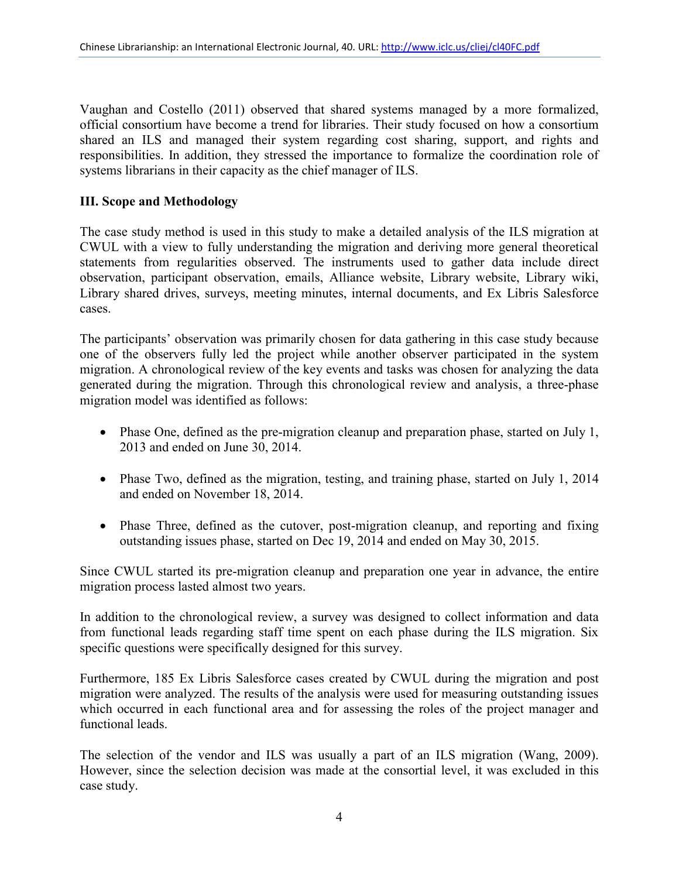Vaughan and Costello (2011) observed that shared systems managed by a more formalized, official consortium have become a trend for libraries. Their study focused on how a consortium shared an ILS and managed their system regarding cost sharing, support, and rights and responsibilities. In addition, they stressed the importance to formalize the coordination role of systems librarians in their capacity as the chief manager of ILS.

## III. Scope and Methodology

The case study method is used in this study to make a detailed analysis of the ILS migration at CWUL with a view to fully understanding the migration and deriving more general theoretical statements from regularities observed. The instruments used to gather data include direct observation, participant observation, emails, Alliance website, Library website, Library wiki, Library shared drives, surveys, meeting minutes, internal documents, and Ex Libris Salesforce cases.

The participants' observation was primarily chosen for data gathering in this case study because one of the observers fully led the project while another observer participated in the system migration. A chronological review of the key events and tasks was chosen for analyzing the data generated during the migration. Through this chronological review and analysis, a three-phase migration model was identified as follows:

- Phase One, defined as the pre-migration cleanup and preparation phase, started on July 1, 2013 and ended on June 30, 2014.
- Phase Two, defined as the migration, testing, and training phase, started on July 1, 2014 and ended on November 18, 2014.
- Phase Three, defined as the cutover, post-migration cleanup, and reporting and fixing outstanding issues phase, started on Dec 19, 2014 and ended on May 30, 2015.

Since CWUL started its pre-migration cleanup and preparation one year in advance, the entire migration process lasted almost two years.

In addition to the chronological review, a survey was designed to collect information and data from functional leads regarding staff time spent on each phase during the ILS migration. Six specific questions were specifically designed for this survey.

Furthermore, 185 Ex Libris Salesforce cases created by CWUL during the migration and post migration were analyzed. The results of the analysis were used for measuring outstanding issues which occurred in each functional area and for assessing the roles of the project manager and functional leads.

The selection of the vendor and ILS was usually a part of an ILS migration (Wang, 2009). However, since the selection decision was made at the consortial level, it was excluded in this case study.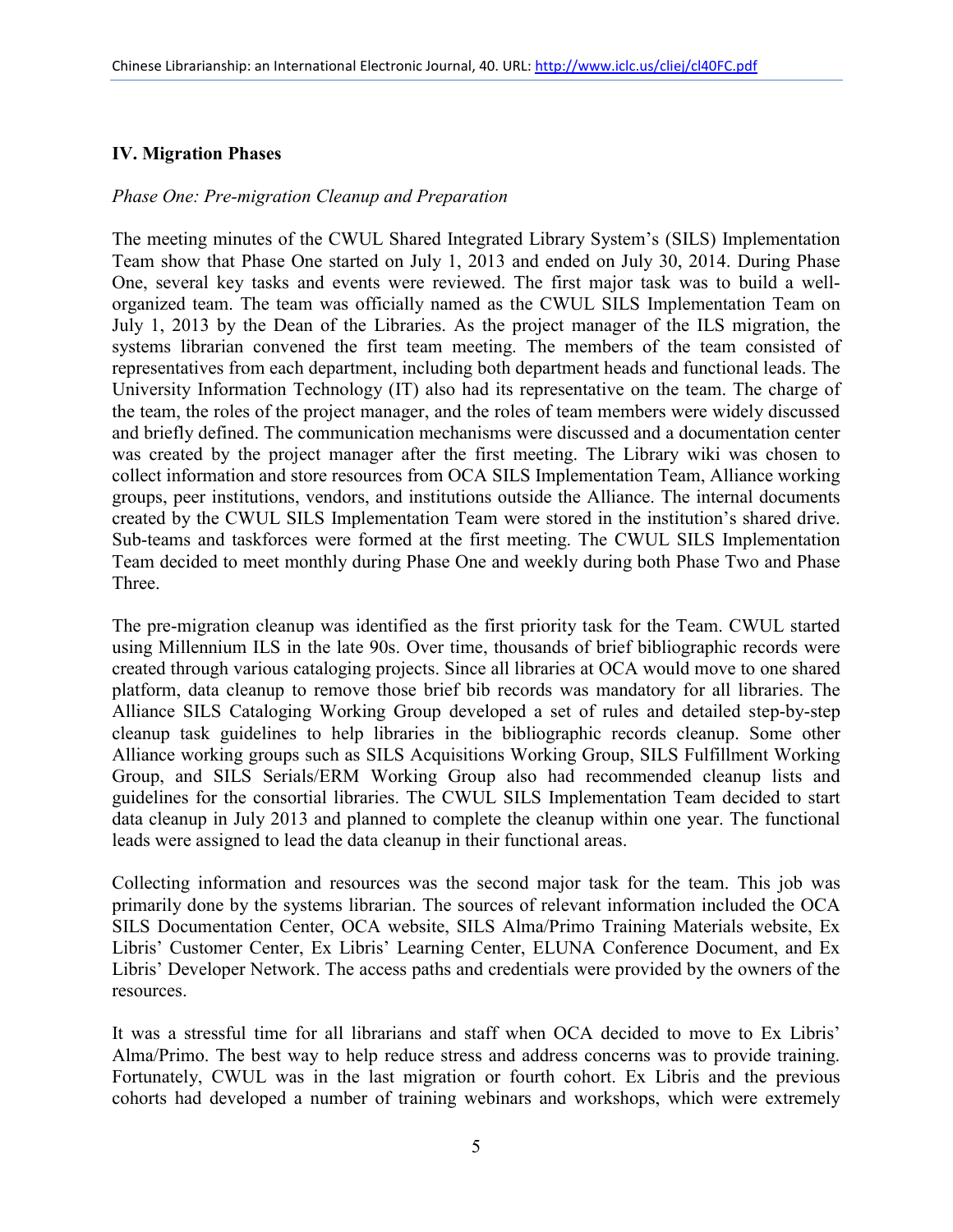### IV. Migration Phases

*Phase One: Pre-migration Cleanup and Preparation*

The meeting minutes of the CWUL Shared Integrated Library System's (SILS) Implementation Team show that Phase One started on July 1, 2013 and ended on July 30, 2014. During Phase One, several key tasks and events were reviewed. The first major task was to build a well-organized team. The team was officially named as the CWUL SILS Implementation Team on July 1, 2013 by the Dean of the Libraries. As the project manager of the ILS migration, the systems librarian convened the first team meeting. The members of the team consisted of representatives from each department, including both department heads and functional leads. The University Information Technology (IT) also had its representative on the team. The charge of the team, the roles of the project manager, and the roles of team members were widely discussed and briefly defined. The communication mechanisms were discussed and a documentation center was created by the project manager after the first meeting. The Library wiki was chosen to collect information and store resources from OCA SILS Implementation Team, Alliance working groups, peer institutions, vendors, and institutions outside the Alliance. The internal documents created by the CWUL SILS Implementation Team were stored in the institution's shared drive. Sub-teams and taskforces were formed at the first meeting. The CWUL SILS Implementation Team decided to meet monthly during Phase One and weekly during both Phase Two and Phase Three.

The pre-migration cleanup was identified as the first priority task for the Team. CWUL started using Millennium ILS in the late 90s. Over time, thousands of brief bibliographic records were created through various cataloging projects. Since all libraries at OCA would move to one shared platform, data cleanup to remove those brief bib records was mandatory for all libraries. The Alliance SILS Cataloging Working Group developed a set of rules and detailed step-by-step cleanup task guidelines to help libraries in the bibliographic records cleanup. Some other Alliance working groups such as SILS Acquisitions Working Group, SILS Fulfillment Working Group, and SILS Serials/ERM Working Group also had recommended cleanup lists and guidelines for the consortial libraries. The CWUL SILS Implementation Team decided to start data cleanup in July 2013 and planned to complete the cleanup within one year. The functional leads were assigned to lead the data cleanup in their functional areas.

Collecting information and resources was the second major task for the team. This job was primarily done by the systems librarian. The sources of relevant information included the OCA SILS Documentation Center, OCA website, SILS Alma/Primo Training Materials website, Ex Libris' Customer Center, Ex Libris' Learning Center, ELUNA Conference Document, and Ex Libris' Developer Network. The access paths and credentials were provided by the owners of the resources.

It was a stressful time for all librarians and staff when OCA decided to move to Ex Libris' Alma/Primo. The best way to help reduce stress and address concerns was to provide training. Fortunately, CWUL was in the last migration or fourth cohort. Ex Libris and the previous cohorts had developed a number of training webinars and workshops, which were extremely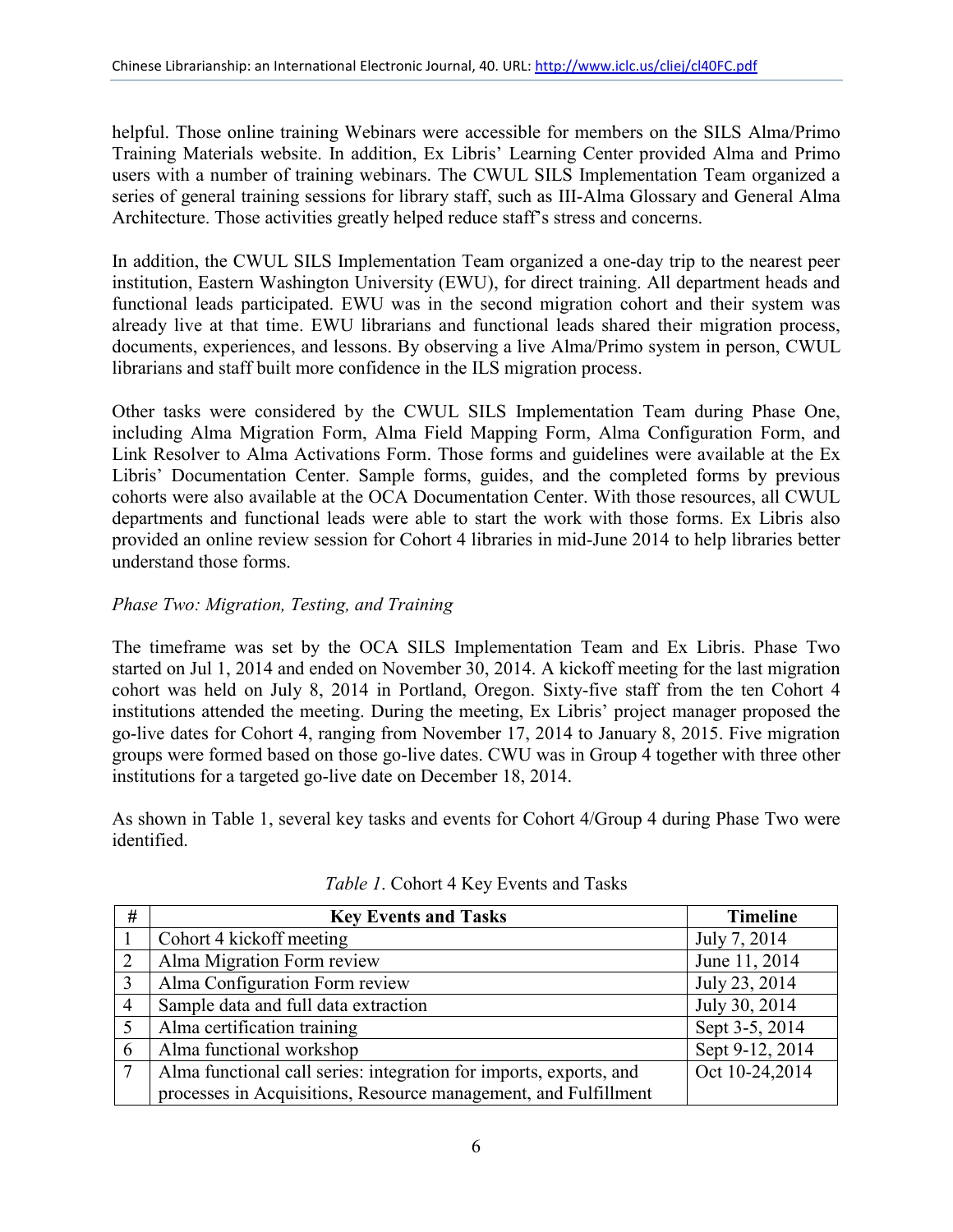helpful. Those online training Webinars were accessible for members on the SILS Alma/Primo Training Materials website. In addition, Ex Libris' Learning Center provided Alma and Primo users with a number of training webinars. The CWUL SILS Implementation Team organized a series of general training sessions for library staff, such as III-Alma Glossary and General Alma Architecture. Those activities greatly helped reduce staff's stress and concerns.

In addition, the CWUL SILS Implementation Team organized a one-day trip to the nearest peer institution, Eastern Washington University (EWU), for direct training. All department heads and functional leads participated. EWU was in the second migration cohort and their system was already live at that time. EWU librarians and functional leads shared their migration process, documents, experiences, and lessons. By observing a live Alma/Primo system in person, CWUL librarians and staff built more confidence in the ILS migration process.

Other tasks were considered by the CWUL SILS Implementation Team during Phase One, including Alma Migration Form, Alma Field Mapping Form, Alma Configuration Form, and Link Resolver to Alma Activations Form. Those forms and guidelines were available at the Ex Libris' Documentation Center. Sample forms, guides, and the completed forms by previous cohorts were also available at the OCA Documentation Center. With those resources, all CWUL departments and functional leads were able to start the work with those forms. Ex Libris also provided an online review session for Cohort 4 libraries in mid-June 2014 to help libraries better understand those forms.

*Phase Two: Migration, Testing, and Training*

The timeframe was set by the OCA SILS Implementation Team and Ex Libris. Phase Two started on Jul 1, 2014 and ended on November 30, 2014. A kickoff meeting for the last migration cohort was held on July 8, 2014 in Portland, Oregon. Sixty-five staff from the ten Cohort 4 institutions attended the meeting. During the meeting, Ex Libris' project manager proposed the go-live dates for Cohort 4, ranging from November 17, 2014 to January 8, 2015. Five migration groups were formed based on those go-live dates. CWU was in Group 4 together with three other institutions for a targeted go-live date on December 18, 2014.

As shown in Table 1, several key tasks and events for Cohort 4/Group 4 during Phase Two were identified.

*Table 1*. Cohort 4 Key Events and Tasks

| # | Key Events and Tasks | Timeline |
|---|---|---|
| 1 | Cohort 4 kickoff meeting | July 7, 2014 |
| 2 | Alma Migration Form review | June 11, 2014 |
| 3 | Alma Configuration Form review | July 23, 2014 |
| 4 | Sample data and full data extraction | July 30, 2014 |
| 5 | Alma certification training | Sept 3-5, 2014 |
| 6 | Alma functional workshop | Sept 9-12, 2014 |
| 7 | Alma functional call series: integration for imports, exports, and processes in Acquisitions, Resource management, and Fulfillment | Oct 10-24,2014 |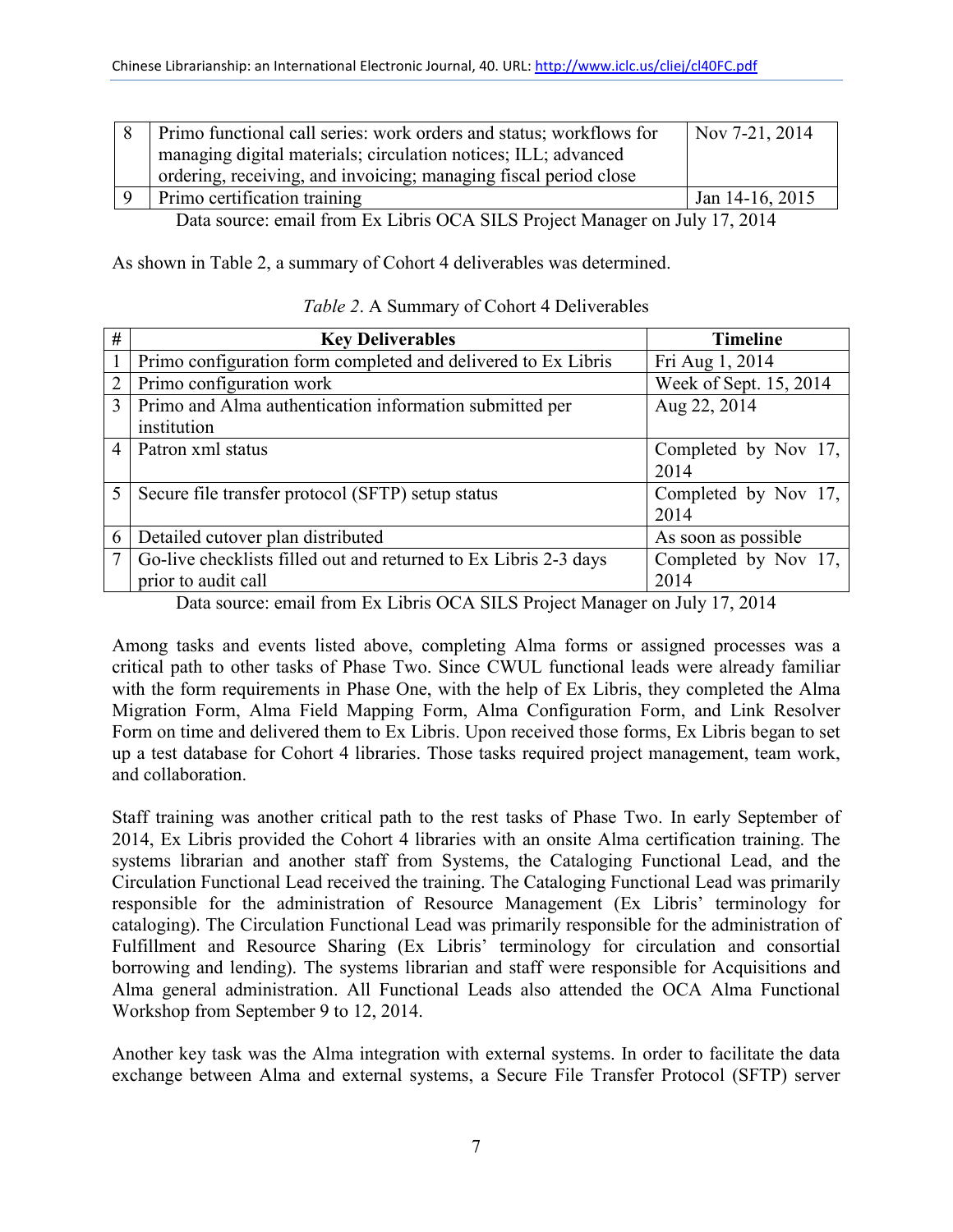| 8 | Primo functional call series: work orders and status; workflows for managing digital materials; circulation notices; ILL; advanced ordering, receiving, and invoicing; managing fiscal period close | Nov 7-21, 2014 |
|---|---|---|
| 9 | Primo certification training | Jan 14-16, 2015 |

Data source: email from Ex Libris OCA SILS Project Manager on July 17, 2014

As shown in Table 2, a summary of Cohort 4 deliverables was determined.

*Table 2*. A Summary of Cohort 4 Deliverables

| # | Key Deliverables | Timeline |
|---|---|---|
| 1 | Primo configuration form completed and delivered to Ex Libris | Fri Aug 1, 2014 |
| 2 | Primo configuration work | Week of Sept. 15, 2014 |
| 3 | Primo and Alma authentication information submitted per institution | Aug 22, 2014 |
| 4 | Patron xml status | Completed by Nov 17, 2014 |
| 5 | Secure file transfer protocol (SFTP) setup status | Completed by Nov 17, 2014 |
| 6 | Detailed cutover plan distributed | As soon as possible |
| 7 | Go-live checklists filled out and returned to Ex Libris 2-3 days prior to audit call | Completed by Nov 17, 2014 |

Data source: email from Ex Libris OCA SILS Project Manager on July 17, 2014

Among tasks and events listed above, completing Alma forms or assigned processes was a critical path to other tasks of Phase Two. Since CWUL functional leads were already familiar with the form requirements in Phase One, with the help of Ex Libris, they completed the Alma Migration Form, Alma Field Mapping Form, Alma Configuration Form, and Link Resolver Form on time and delivered them to Ex Libris. Upon received those forms, Ex Libris began to set up a test database for Cohort 4 libraries. Those tasks required project management, team work, and collaboration.

Staff training was another critical path to the rest tasks of Phase Two. In early September of 2014, Ex Libris provided the Cohort 4 libraries with an onsite Alma certification training. The systems librarian and another staff from Systems, the Cataloging Functional Lead, and the Circulation Functional Lead received the training. The Cataloging Functional Lead was primarily responsible for the administration of Resource Management (Ex Libris' terminology for cataloging). The Circulation Functional Lead was primarily responsible for the administration of Fulfillment and Resource Sharing (Ex Libris' terminology for circulation and consortial borrowing and lending). The systems librarian and staff were responsible for Acquisitions and Alma general administration. All Functional Leads also attended the OCA Alma Functional Workshop from September 9 to 12, 2014.

Another key task was the Alma integration with external systems. In order to facilitate the data exchange between Alma and external systems, a Secure File Transfer Protocol (SFTP) server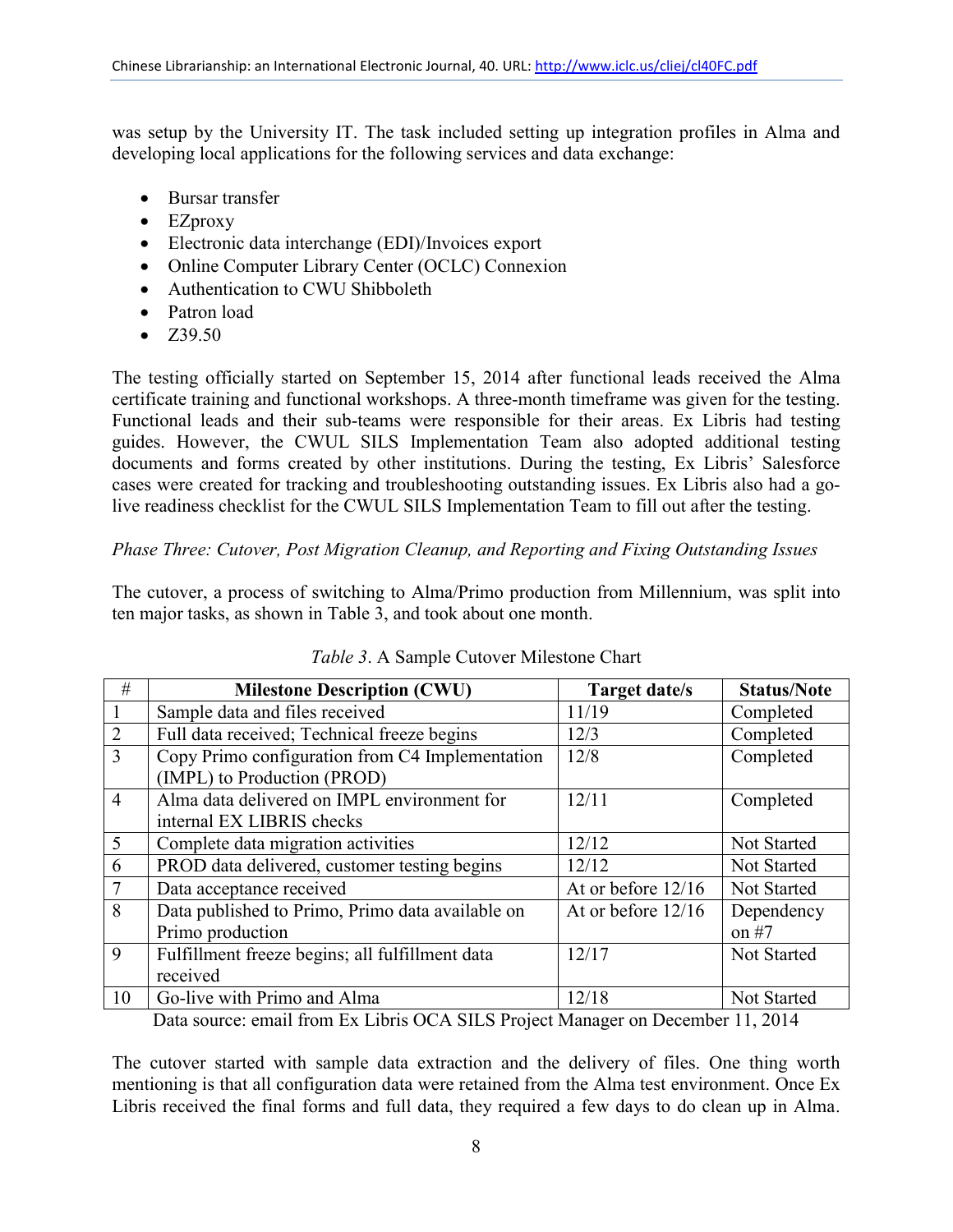was setup by the University IT. The task included setting up integration profiles in Alma and developing local applications for the following services and data exchange:

- Bursar transfer
- EZproxy
- Electronic data interchange (EDI)/Invoices export
- Online Computer Library Center (OCLC) Connexion
- Authentication to CWU Shibboleth
- Patron load
- Z39.50

The testing officially started on September 15, 2014 after functional leads received the Alma certificate training and functional workshops. A three-month timeframe was given for the testing. Functional leads and their sub-teams were responsible for their areas. Ex Libris had testing guides. However, the CWUL SILS Implementation Team also adopted additional testing documents and forms created by other institutions. During the testing, Ex Libris' Salesforce cases were created for tracking and troubleshooting outstanding issues. Ex Libris also had a go-live readiness checklist for the CWUL SILS Implementation Team to fill out after the testing.

*Phase Three: Cutover, Post Migration Cleanup, and Reporting and Fixing Outstanding Issues*

The cutover, a process of switching to Alma/Primo production from Millennium, was split into ten major tasks, as shown in Table 3, and took about one month.

*Table 3*. A Sample Cutover Milestone Chart

| # | Milestone Description (CWU) | Target date/s | Status/Note |
|---|---|---|---|
| 1 | Sample data and files received | 11/19 | Completed |
| 2 | Full data received; Technical freeze begins | 12/3 | Completed |
| 3 | Copy Primo configuration from C4 Implementation (IMPL) to Production (PROD) | 12/8 | Completed |
| 4 | Alma data delivered on IMPL environment for internal EX LIBRIS checks | 12/11 | Completed |
| 5 | Complete data migration activities | 12/12 | Not Started |
| 6 | PROD data delivered, customer testing begins | 12/12 | Not Started |
| 7 | Data acceptance received | At or before 12/16 | Not Started |
| 8 | Data published to Primo, Primo data available on Primo production | At or before 12/16 | Dependency on #7 |
| 9 | Fulfillment freeze begins; all fulfillment data received | 12/17 | Not Started |
| 10 | Go-live with Primo and Alma | 12/18 | Not Started |

Data source: email from Ex Libris OCA SILS Project Manager on December 11, 2014

The cutover started with sample data extraction and the delivery of files. One thing worth mentioning is that all configuration data were retained from the Alma test environment. Once Ex Libris received the final forms and full data, they required a few days to do clean up in Alma.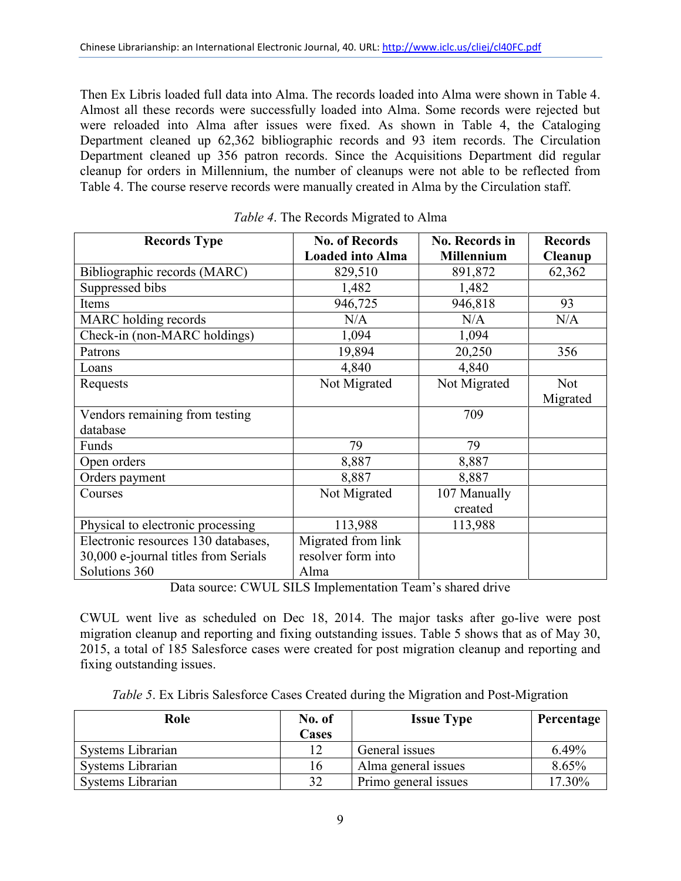Then Ex Libris loaded full data into Alma. The records loaded into Alma were shown in Table 4. Almost all these records were successfully loaded into Alma. Some records were rejected but were reloaded into Alma after issues were fixed. As shown in Table 4, the Cataloging Department cleaned up 62,362 bibliographic records and 93 item records. The Circulation Department cleaned up 356 patron records. Since the Acquisitions Department did regular cleanup for orders in Millennium, the number of cleanups were not able to be reflected from Table 4. The course reserve records were manually created in Alma by the Circulation staff.

*Table 4*. The Records Migrated to Alma

| Records Type | No. of Records Loaded into Alma | No. Records in Millennium | Records Cleanup |
|---|---|---|---|
| Bibliographic records (MARC) | 829,510 | 891,872 | 62,362 |
| Suppressed bibs | 1,482 | 1,482 | |
| Items | 946,725 | 946,818 | 93 |
| MARC holding records | N/A | N/A | N/A |
| Check-in (non-MARC holdings) | 1,094 | 1,094 | |
| Patrons | 19,894 | 20,250 | 356 |
| Loans | 4,840 | 4,840 | |
| Requests | Not Migrated | Not Migrated | Not Migrated |
| Vendors remaining from testing database | | 709 | |
| Funds | 79 | 79 | |
| Open orders | 8,887 | 8,887 | |
| Orders payment | 8,887 | 8,887 | |
| Courses | Not Migrated | 107 Manually created | |
| Physical to electronic processing | 113,988 | 113,988 | |
| Electronic resources 130 databases, 30,000 e-journal titles from Serials Solutions 360 | Migrated from link resolver form into Alma | | |

Data source: CWUL SILS Implementation Team's shared drive

CWUL went live as scheduled on Dec 18, 2014. The major tasks after go-live were post migration cleanup and reporting and fixing outstanding issues. Table 5 shows that as of May 30, 2015, a total of 185 Salesforce cases were created for post migration cleanup and reporting and fixing outstanding issues.

*Table 5*. Ex Libris Salesforce Cases Created during the Migration and Post-Migration

| Role | No. of Cases | Issue Type | Percentage |
|---|---|---|---|
| Systems Librarian | 12 | General issues | 6.49% |
| Systems Librarian | 16 | Alma general issues | 8.65% |
| Systems Librarian | 32 | Primo general issues | 17.30% |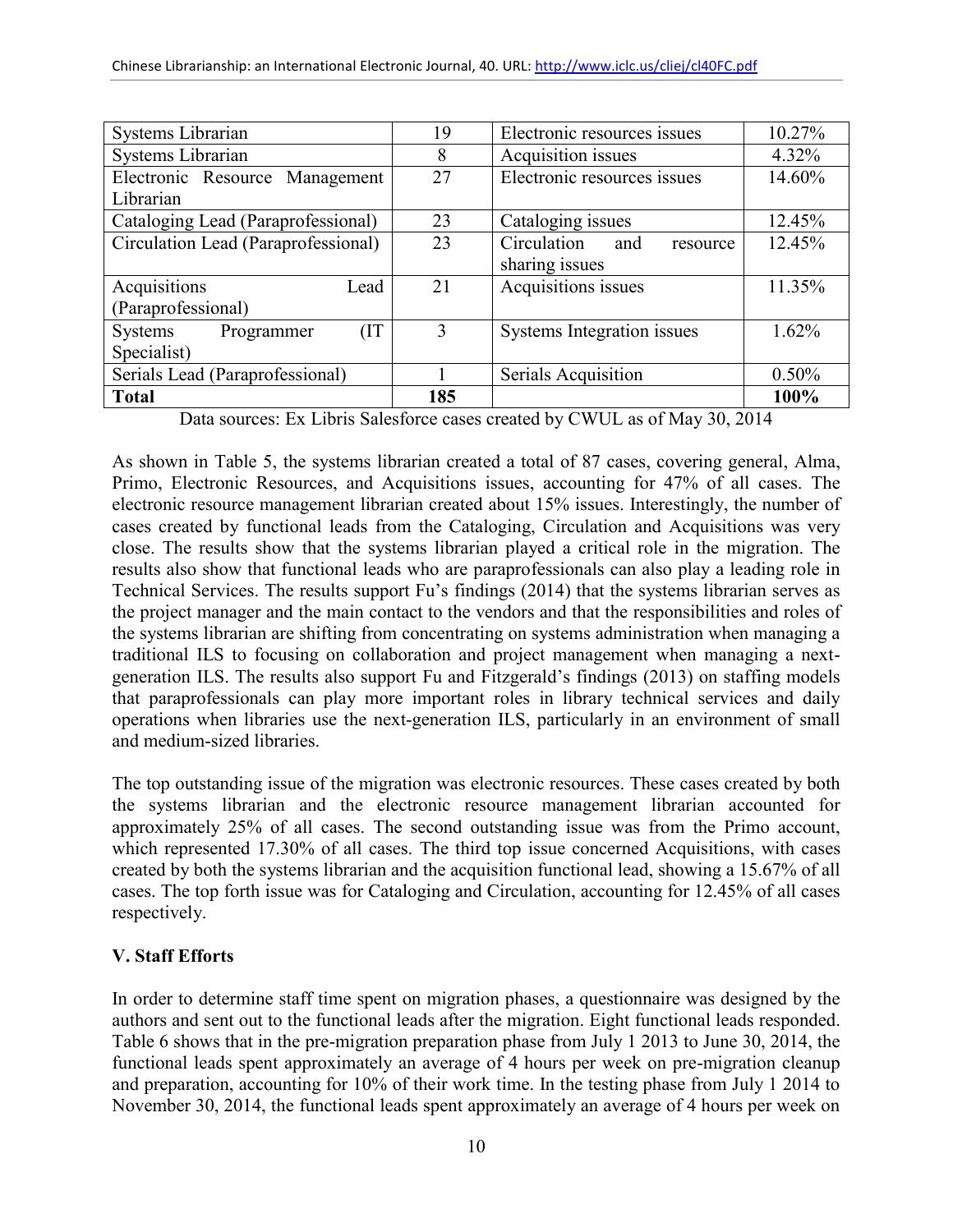| Systems Librarian | 19 | Electronic resources issues | 10.27% |
|---|---|---|---|
| Systems Librarian | 8 | Acquisition issues | 4.32% |
| Electronic Resource Management Librarian | 27 | Electronic resources issues | 14.60% |
| Cataloging Lead (Paraprofessional) | 23 | Cataloging issues | 12.45% |
| Circulation Lead (Paraprofessional) | 23 | Circulation and resource sharing issues | 12.45% |
| Acquisitions Lead (Paraprofessional) | 21 | Acquisitions issues | 11.35% |
| Systems Programmer (IT Specialist) | 3 | Systems Integration issues | 1.62% |
| Serials Lead (Paraprofessional) | 1 | Serials Acquisition | 0.50% |
| **Total** | **185** | | **100%** |

Data sources: Ex Libris Salesforce cases created by CWUL as of May 30, 2014

As shown in Table 5, the systems librarian created a total of 87 cases, covering general, Alma, Primo, Electronic Resources, and Acquisitions issues, accounting for 47% of all cases. The electronic resource management librarian created about 15% issues. Interestingly, the number of cases created by functional leads from the Cataloging, Circulation and Acquisitions was very close. The results show that the systems librarian played a critical role in the migration. The results also show that functional leads who are paraprofessionals can also play a leading role in Technical Services. The results support Fu's findings (2014) that the systems librarian serves as the project manager and the main contact to the vendors and that the responsibilities and roles of the systems librarian are shifting from concentrating on systems administration when managing a traditional ILS to focusing on collaboration and project management when managing a next-generation ILS. The results also support Fu and Fitzgerald's findings (2013) on staffing models that paraprofessionals can play more important roles in library technical services and daily operations when libraries use the next-generation ILS, particularly in an environment of small and medium-sized libraries.

The top outstanding issue of the migration was electronic resources. These cases created by both the systems librarian and the electronic resource management librarian accounted for approximately 25% of all cases. The second outstanding issue was from the Primo account, which represented 17.30% of all cases. The third top issue concerned Acquisitions, with cases created by both the systems librarian and the acquisition functional lead, showing a 15.67% of all cases. The top forth issue was for Cataloging and Circulation, accounting for 12.45% of all cases respectively.

## V. Staff Efforts

In order to determine staff time spent on migration phases, a questionnaire was designed by the authors and sent out to the functional leads after the migration. Eight functional leads responded. Table 6 shows that in the pre-migration preparation phase from July 1 2013 to June 30, 2014, the functional leads spent approximately an average of 4 hours per week on pre-migration cleanup and preparation, accounting for 10% of their work time. In the testing phase from July 1 2014 to November 30, 2014, the functional leads spent approximately an average of 4 hours per week on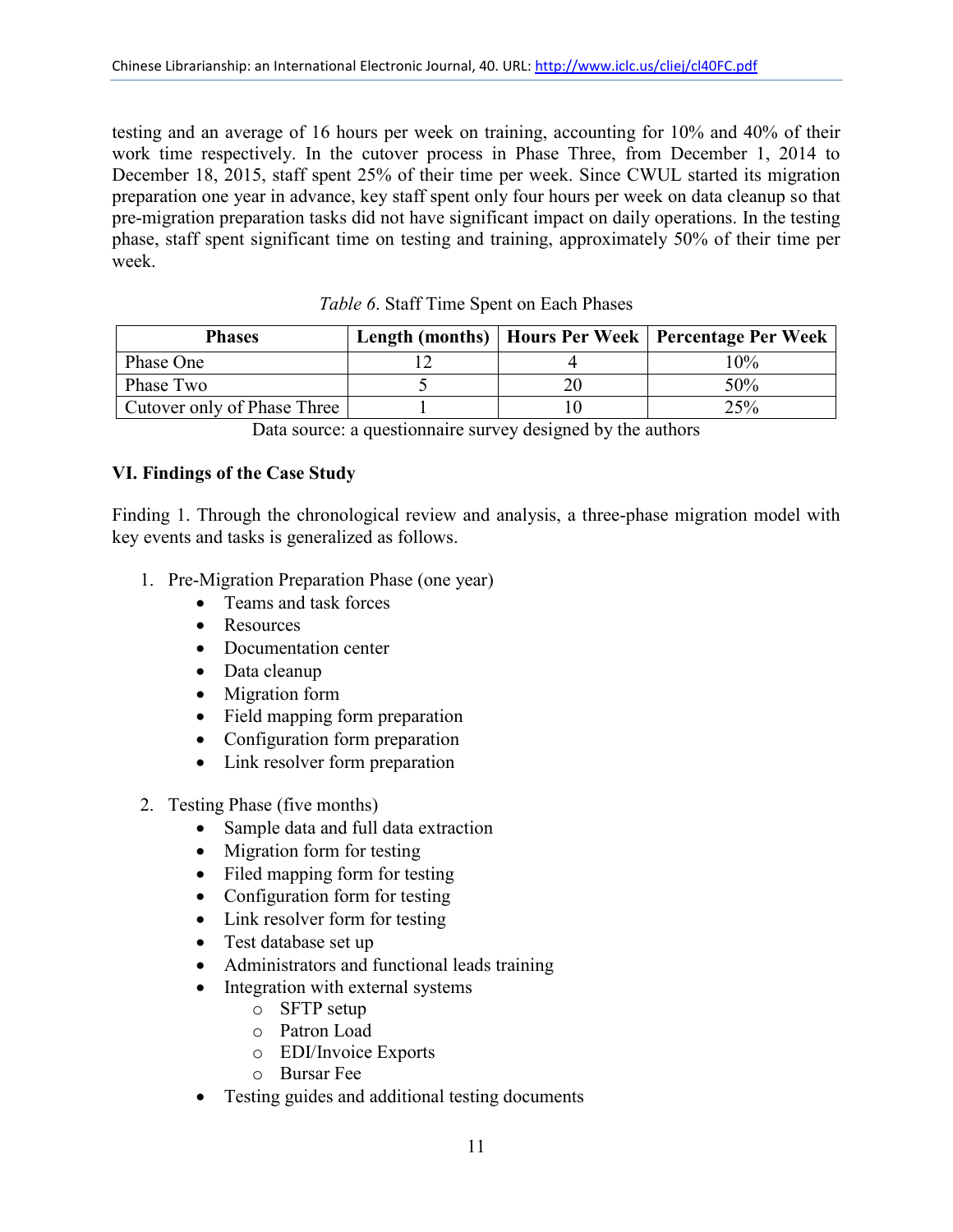testing and an average of 16 hours per week on training, accounting for 10% and 40% of their work time respectively. In the cutover process in Phase Three, from December 1, 2014 to December 18, 2015, staff spent 25% of their time per week. Since CWUL started its migration preparation one year in advance, key staff spent only four hours per week on data cleanup so that pre-migration preparation tasks did not have significant impact on daily operations. In the testing phase, staff spent significant time on testing and training, approximately 50% of their time per week.

*Table 6*. Staff Time Spent on Each Phases

| Phases | Length (months) | Hours Per Week | Percentage Per Week |
|---|---|---|---|
| Phase One | 12 | 4 | 10% |
| Phase Two | 5 | 20 | 50% |
| Cutover only of Phase Three | 1 | 10 | 25% |

Data source: a questionnaire survey designed by the authors

**VI. Findings of the Case Study**

Finding 1. Through the chronological review and analysis, a three-phase migration model with key events and tasks is generalized as follows.

1. Pre-Migration Preparation Phase (one year)
   - Teams and task forces
   - Resources
   - Documentation center
   - Data cleanup
   - Migration form
   - Field mapping form preparation
   - Configuration form preparation
   - Link resolver form preparation

2. Testing Phase (five months)
   - Sample data and full data extraction
   - Migration form for testing
   - Filed mapping form for testing
   - Configuration form for testing
   - Link resolver form for testing
   - Test database set up
   - Administrators and functional leads training
   - Integration with external systems
     - SFTP setup
     - Patron Load
     - EDI/Invoice Exports
     - Bursar Fee
   - Testing guides and additional testing documents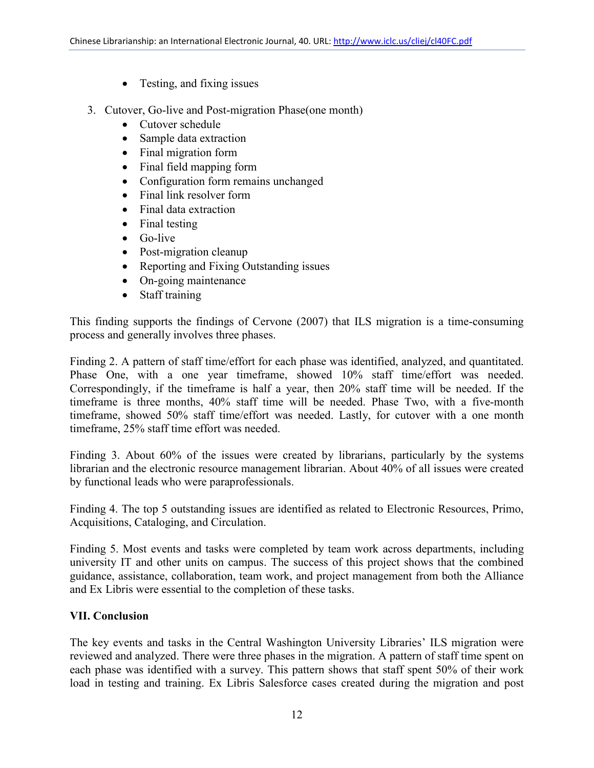- Testing, and fixing issues

3. Cutover, Go-live and Post-migration Phase(one month)
   - Cutover schedule
   - Sample data extraction
   - Final migration form
   - Final field mapping form
   - Configuration form remains unchanged
   - Final link resolver form
   - Final data extraction
   - Final testing
   - Go-live
   - Post-migration cleanup
   - Reporting and Fixing Outstanding issues
   - On-going maintenance
   - Staff training

This finding supports the findings of Cervone (2007) that ILS migration is a time-consuming process and generally involves three phases.

Finding 2. A pattern of staff time/effort for each phase was identified, analyzed, and quantitated. Phase One, with a one year timeframe, showed 10% staff time/effort was needed. Correspondingly, if the timeframe is half a year, then 20% staff time will be needed. If the timeframe is three months, 40% staff time will be needed. Phase Two, with a five-month timeframe, showed 50% staff time/effort was needed. Lastly, for cutover with a one month timeframe, 25% staff time effort was needed.

Finding 3. About 60% of the issues were created by librarians, particularly by the systems librarian and the electronic resource management librarian. About 40% of all issues were created by functional leads who were paraprofessionals.

Finding 4. The top 5 outstanding issues are identified as related to Electronic Resources, Primo, Acquisitions, Cataloging, and Circulation.

Finding 5. Most events and tasks were completed by team work across departments, including university IT and other units on campus. The success of this project shows that the combined guidance, assistance, collaboration, team work, and project management from both the Alliance and Ex Libris were essential to the completion of these tasks.

## VII. Conclusion

The key events and tasks in the Central Washington University Libraries' ILS migration were reviewed and analyzed. There were three phases in the migration. A pattern of staff time spent on each phase was identified with a survey. This pattern shows that staff spent 50% of their work load in testing and training. Ex Libris Salesforce cases created during the migration and post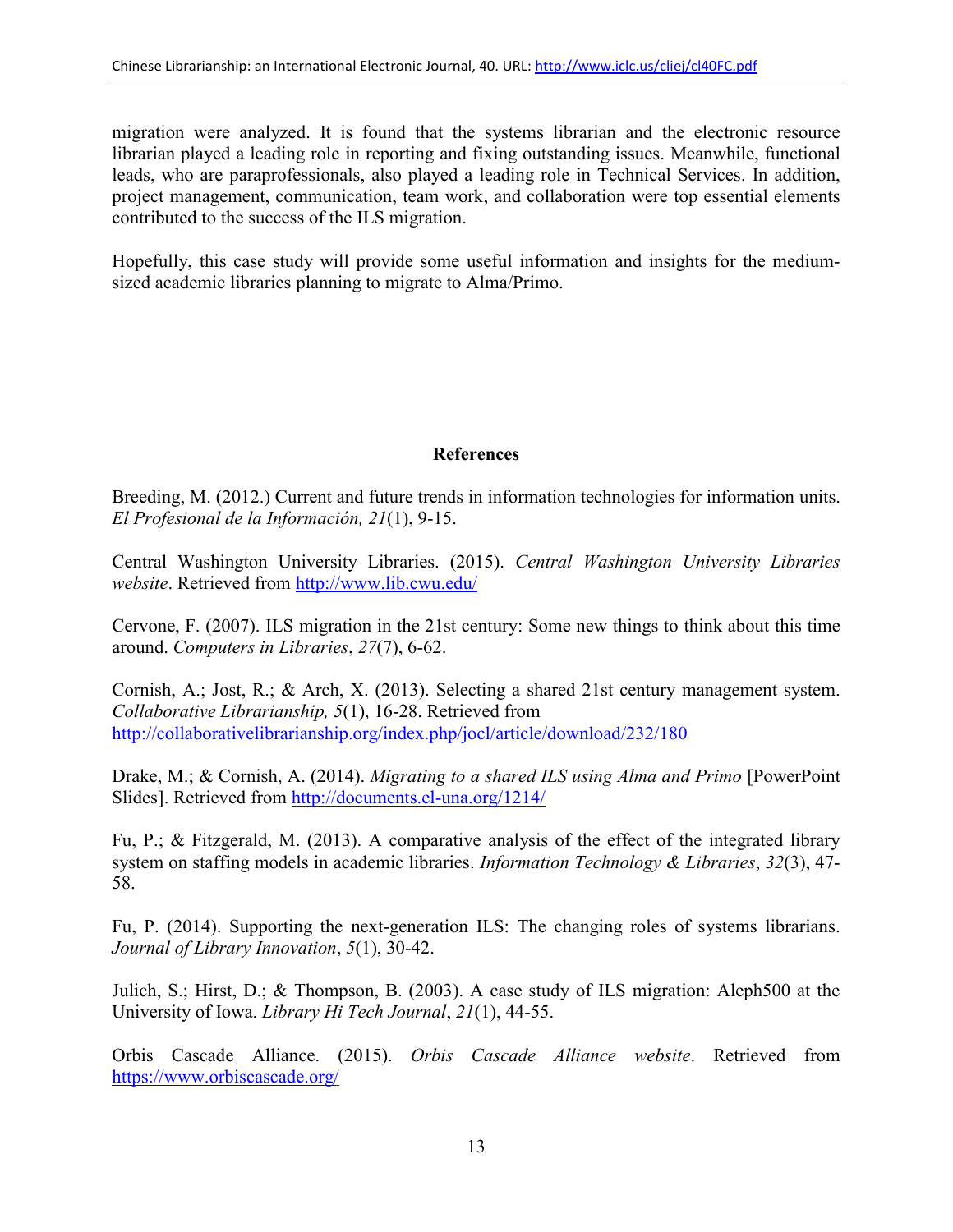migration were analyzed. It is found that the systems librarian and the electronic resource librarian played a leading role in reporting and fixing outstanding issues. Meanwhile, functional leads, who are paraprofessionals, also played a leading role in Technical Services. In addition, project management, communication, team work, and collaboration were top essential elements contributed to the success of the ILS migration.

Hopefully, this case study will provide some useful information and insights for the medium-sized academic libraries planning to migrate to Alma/Primo.

## References

Breeding, M. (2012.) Current and future trends in information technologies for information units. *El Profesional de la Información, 21*(1), 9-15.

Central Washington University Libraries. (2015). *Central Washington University Libraries website*. Retrieved from http://www.lib.cwu.edu/

Cervone, F. (2007). ILS migration in the 21st century: Some new things to think about this time around. *Computers in Libraries*, *27*(7), 6-62.

Cornish, A.; Jost, R.; & Arch, X. (2013). Selecting a shared 21st century management system. *Collaborative Librarianship, 5*(1), 16-28. Retrieved from http://collaborativelibrarianship.org/index.php/jocl/article/download/232/180

Drake, M.; & Cornish, A. (2014). *Migrating to a shared ILS using Alma and Primo* [PowerPoint Slides]. Retrieved from http://documents.el-una.org/1214/

Fu, P.; & Fitzgerald, M. (2013). A comparative analysis of the effect of the integrated library system on staffing models in academic libraries. *Information Technology & Libraries*, *32*(3), 47-58.

Fu, P. (2014). Supporting the next-generation ILS: The changing roles of systems librarians. *Journal of Library Innovation*, *5*(1), 30-42.

Julich, S.; Hirst, D.; & Thompson, B. (2003). A case study of ILS migration: Aleph500 at the University of Iowa. *Library Hi Tech Journal*, *21*(1), 44-55.

Orbis Cascade Alliance. (2015). *Orbis Cascade Alliance website*. Retrieved from https://www.orbiscascade.org/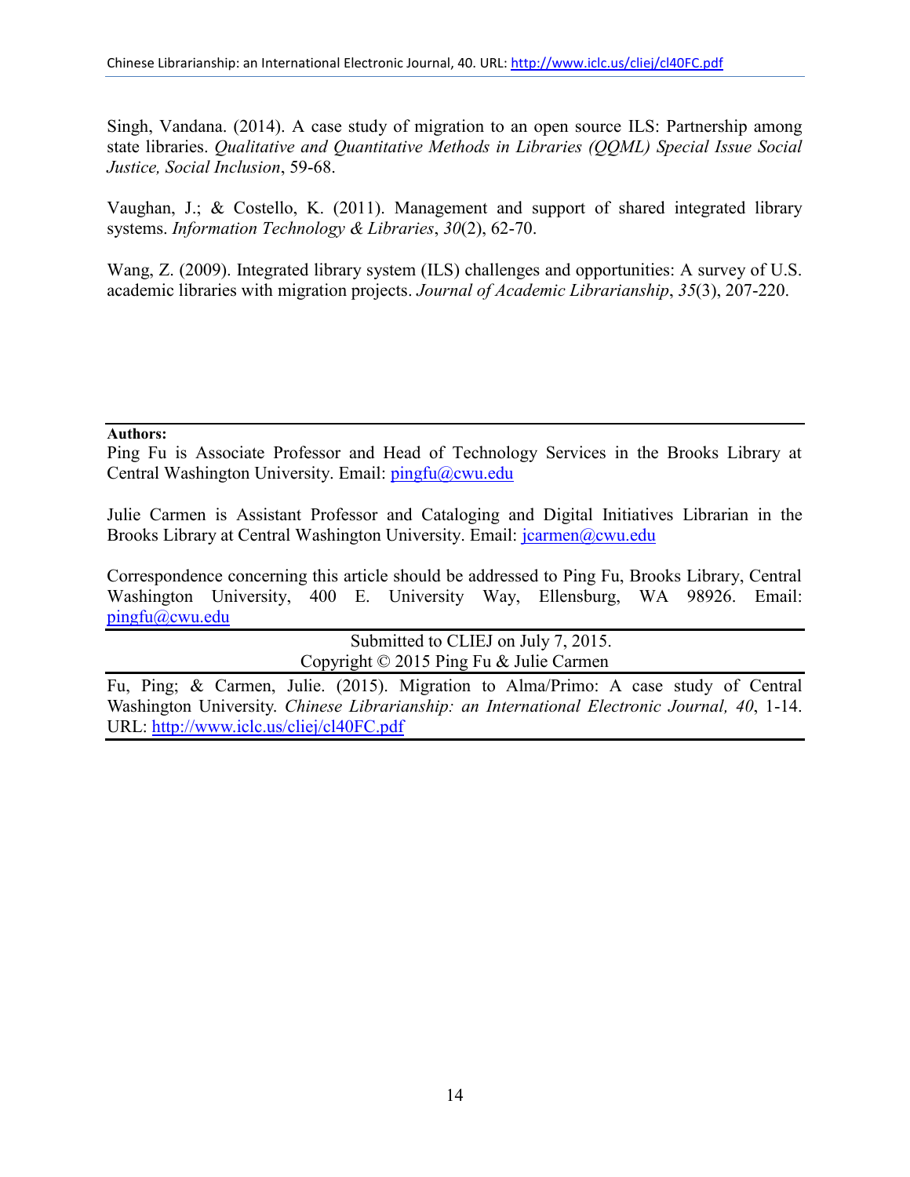Singh, Vandana. (2014). A case study of migration to an open source ILS: Partnership among state libraries. *Qualitative and Quantitative Methods in Libraries (QQML) Special Issue Social Justice, Social Inclusion*, 59-68.

Vaughan, J.; & Costello, K. (2011). Management and support of shared integrated library systems. *Information Technology & Libraries*, *30*(2), 62-70.

Wang, Z. (2009). Integrated library system (ILS) challenges and opportunities: A survey of U.S. academic libraries with migration projects. *Journal of Academic Librarianship*, *35*(3), 207-220.

---

**Authors:**

Ping Fu is Associate Professor and Head of Technology Services in the Brooks Library at Central Washington University. Email: pingfu@cwu.edu

Julie Carmen is Assistant Professor and Cataloging and Digital Initiatives Librarian in the Brooks Library at Central Washington University. Email: jcarmen@cwu.edu

Correspondence concerning this article should be addressed to Ping Fu, Brooks Library, Central Washington University, 400 E. University Way, Ellensburg, WA 98926. Email: pingfu@cwu.edu

---

Submitted to CLIEJ on July 7, 2015.
Copyright © 2015 Ping Fu & Julie Carmen

---

Fu, Ping; & Carmen, Julie. (2015). Migration to Alma/Primo: A case study of Central Washington University. *Chinese Librarianship: an International Electronic Journal, 40*, 1-14. URL: http://www.iclc.us/cliej/cl40FC.pdf